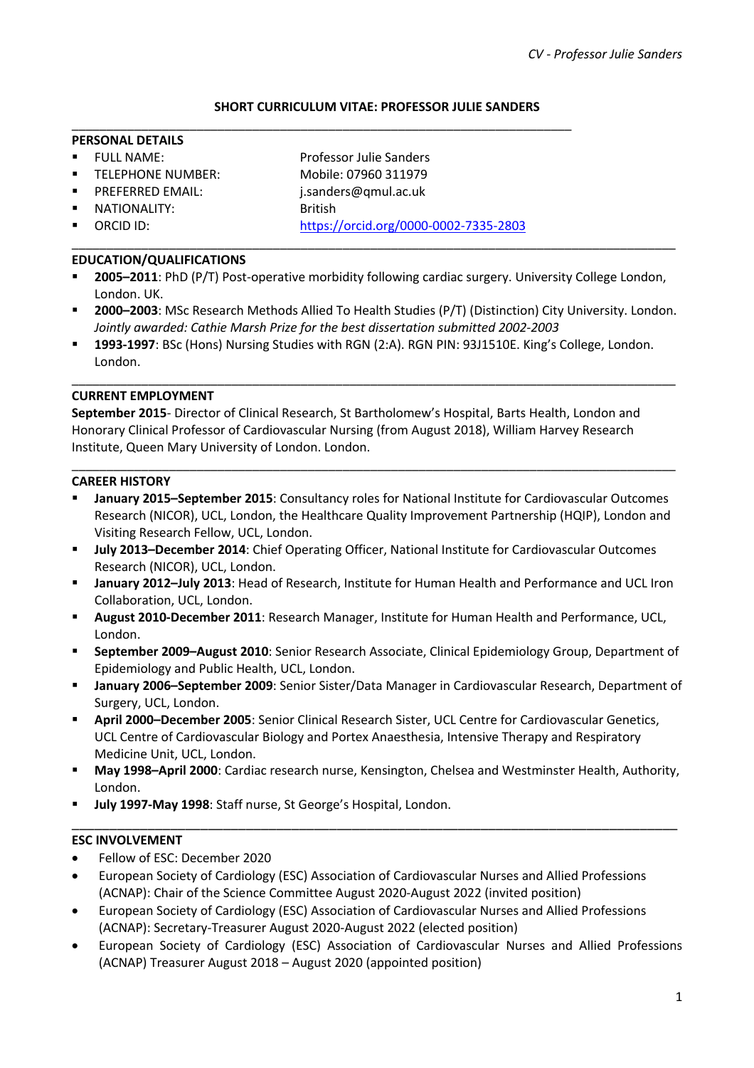# SHORT CURRICULUM VITAE: PROFESSOR JULIE SANDERS

## PERSONAL DETAILS

- FULL NAME: Professor Julie Sanders
- TELEPHONE NUMBER: Mobile: 07960 311979
- PREFERRED EMAIL: j.sanders@qmul.ac.uk
- NATIONALITY: British
- ORCID ID: https://orcid.org/0000-0002-7335-2803

## EDUCATION/QUALIFICATIONS

- **2005–2011**: PhD (P/T) Post-operative morbidity following cardiac surgery. University College London, London. UK.
- **2000–2003**: MSc Research Methods Allied To Health Studies (P/T) (Distinction) City University. London. *Jointly awarded: Cathie Marsh Prize for the best dissertation submitted 2002-2003*
- **1993-1997**: BSc (Hons) Nursing Studies with RGN (2:A). RGN PIN: 93J1510E. King's College, London. London.

## CURRENT EMPLOYMENT

**September 2015**- Director of Clinical Research, St Bartholomew's Hospital, Barts Health, London and Honorary Clinical Professor of Cardiovascular Nursing (from August 2018), William Harvey Research Institute, Queen Mary University of London. London.

## CAREER HISTORY

- **January 2015–September 2015**: Consultancy roles for National Institute for Cardiovascular Outcomes Research (NICOR), UCL, London, the Healthcare Quality Improvement Partnership (HQIP), London and Visiting Research Fellow, UCL, London.
- **July 2013–December 2014**: Chief Operating Officer, National Institute for Cardiovascular Outcomes Research (NICOR), UCL, London.
- **January 2012–July 2013**: Head of Research, Institute for Human Health and Performance and UCL Iron Collaboration, UCL, London.
- **August 2010-December 2011**: Research Manager, Institute for Human Health and Performance, UCL, London.
- **September 2009–August 2010**: Senior Research Associate, Clinical Epidemiology Group, Department of Epidemiology and Public Health, UCL, London.
- **January 2006–September 2009**: Senior Sister/Data Manager in Cardiovascular Research, Department of Surgery, UCL, London.
- **April 2000–December 2005**: Senior Clinical Research Sister, UCL Centre for Cardiovascular Genetics, UCL Centre of Cardiovascular Biology and Portex Anaesthesia, Intensive Therapy and Respiratory Medicine Unit, UCL, London.
- **May 1998–April 2000**: Cardiac research nurse, Kensington, Chelsea and Westminster Health, Authority, London.
- **July 1997-May 1998**: Staff nurse, St George's Hospital, London.

## ESC INVOLVEMENT

- Fellow of ESC: December 2020
- European Society of Cardiology (ESC) Association of Cardiovascular Nurses and Allied Professions (ACNAP): Chair of the Science Committee August 2020-August 2022 (invited position)
- European Society of Cardiology (ESC) Association of Cardiovascular Nurses and Allied Professions (ACNAP): Secretary-Treasurer August 2020-August 2022 (elected position)
- European Society of Cardiology (ESC) Association of Cardiovascular Nurses and Allied Professions (ACNAP) Treasurer August 2018 – August 2020 (appointed position)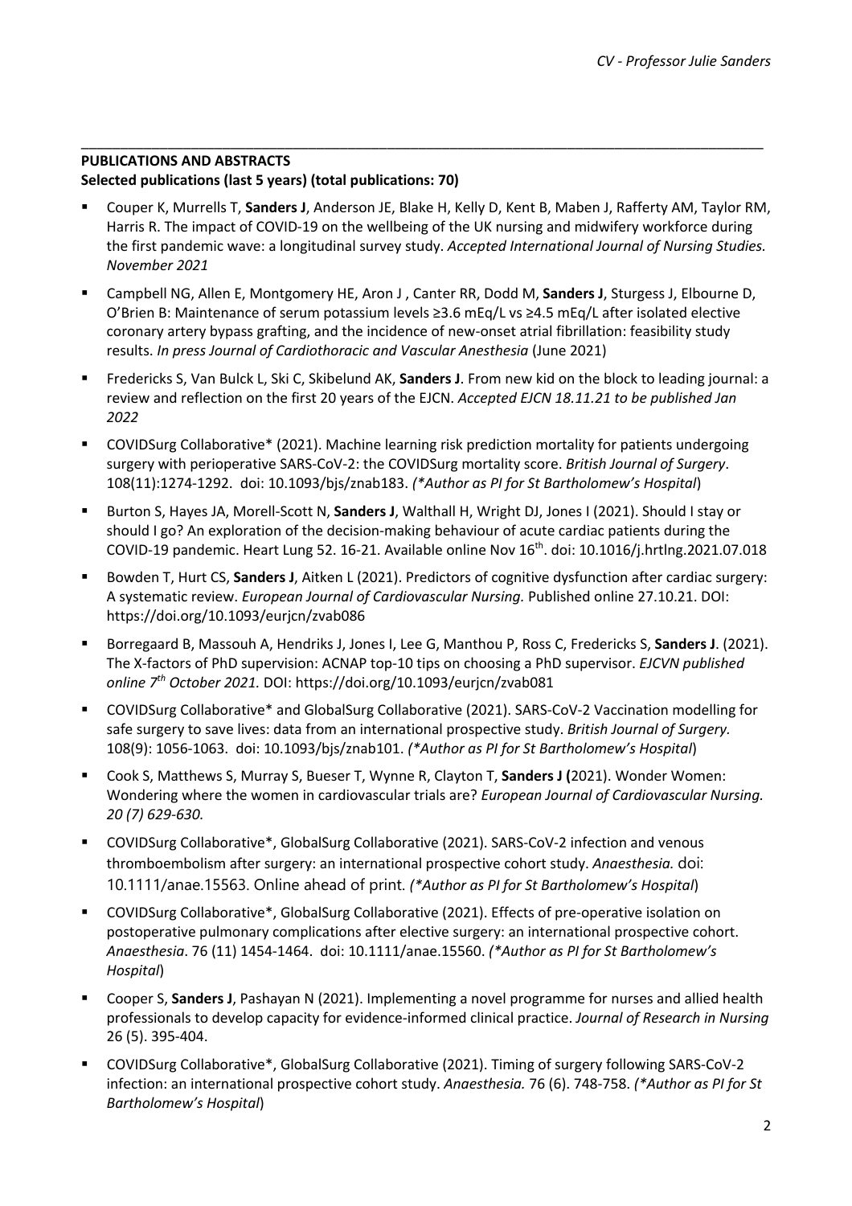## PUBLICATIONS AND ABSTRACTS

**Selected publications (last 5 years) (total publications: 70)**

- Couper K, Murrells T, **Sanders J**, Anderson JE, Blake H, Kelly D, Kent B, Maben J, Rafferty AM, Taylor RM, Harris R. The impact of COVID-19 on the wellbeing of the UK nursing and midwifery workforce during the first pandemic wave: a longitudinal survey study. *Accepted International Journal of Nursing Studies. November 2021*
- Campbell NG, Allen E, Montgomery HE, Aron J , Canter RR, Dodd M, **Sanders J**, Sturgess J, Elbourne D, O'Brien B: Maintenance of serum potassium levels ≥3.6 mEq/L vs ≥4.5 mEq/L after isolated elective coronary artery bypass grafting, and the incidence of new-onset atrial fibrillation: feasibility study results. *In press Journal of Cardiothoracic and Vascular Anesthesia* (June 2021)
- Fredericks S, Van Bulck L, Ski C, Skibelund AK, **Sanders J**. From new kid on the block to leading journal: a review and reflection on the first 20 years of the EJCN. *Accepted EJCN 18.11.21 to be published Jan 2022*
- COVIDSurg Collaborative* (2021). Machine learning risk prediction mortality for patients undergoing surgery with perioperative SARS-CoV-2: the COVIDSurg mortality score. *British Journal of Surgery*. 108(11):1274-1292. doi: 10.1093/bjs/znab183. *(*Author as PI for St Bartholomew's Hospital*)
- Burton S, Hayes JA, Morell-Scott N, **Sanders J**, Walthall H, Wright DJ, Jones I (2021). Should I stay or should I go? An exploration of the decision-making behaviour of acute cardiac patients during the COVID-19 pandemic. Heart Lung 52. 16-21. Available online Nov 16th. doi: 10.1016/j.hrtlng.2021.07.018
- Bowden T, Hurt CS, **Sanders J**, Aitken L (2021). Predictors of cognitive dysfunction after cardiac surgery: A systematic review. *European Journal of Cardiovascular Nursing.* Published online 27.10.21. DOI: https://doi.org/10.1093/eurjcn/zvab086
- Borregaard B, Massouh A, Hendriks J, Jones I, Lee G, Manthou P, Ross C, Fredericks S, **Sanders J**. (2021). The X-factors of PhD supervision: ACNAP top-10 tips on choosing a PhD supervisor. *EJCVN published online 7th October 2021.* DOI: https://doi.org/10.1093/eurjcn/zvab081
- COVIDSurg Collaborative* and GlobalSurg Collaborative (2021). SARS-CoV-2 Vaccination modelling for safe surgery to save lives: data from an international prospective study. *British Journal of Surgery.* 108(9): 1056-1063. doi: 10.1093/bjs/znab101. *(*Author as PI for St Bartholomew's Hospital*)
- Cook S, Matthews S, Murray S, Bueser T, Wynne R, Clayton T, **Sanders J (**2021). Wonder Women: Wondering where the women in cardiovascular trials are? *European Journal of Cardiovascular Nursing. 20 (7) 629-630.*
- COVIDSurg Collaborative*, GlobalSurg Collaborative (2021). SARS-CoV-2 infection and venous thromboembolism after surgery: an international prospective cohort study. *Anaesthesia.* doi: 10.1111/anae.15563. Online ahead of print. *(*Author as PI for St Bartholomew's Hospital*)
- COVIDSurg Collaborative*, GlobalSurg Collaborative (2021). Effects of pre-operative isolation on postoperative pulmonary complications after elective surgery: an international prospective cohort. *Anaesthesia*. 76 (11) 1454-1464. doi: 10.1111/anae.15560. *(*Author as PI for St Bartholomew's Hospital*)
- Cooper S, **Sanders J**, Pashayan N (2021). Implementing a novel programme for nurses and allied health professionals to develop capacity for evidence-informed clinical practice. *Journal of Research in Nursing* 26 (5). 395-404.
- COVIDSurg Collaborative*, GlobalSurg Collaborative (2021). Timing of surgery following SARS-CoV-2 infection: an international prospective cohort study. *Anaesthesia.* 76 (6). 748-758. *(*Author as PI for St Bartholomew's Hospital*)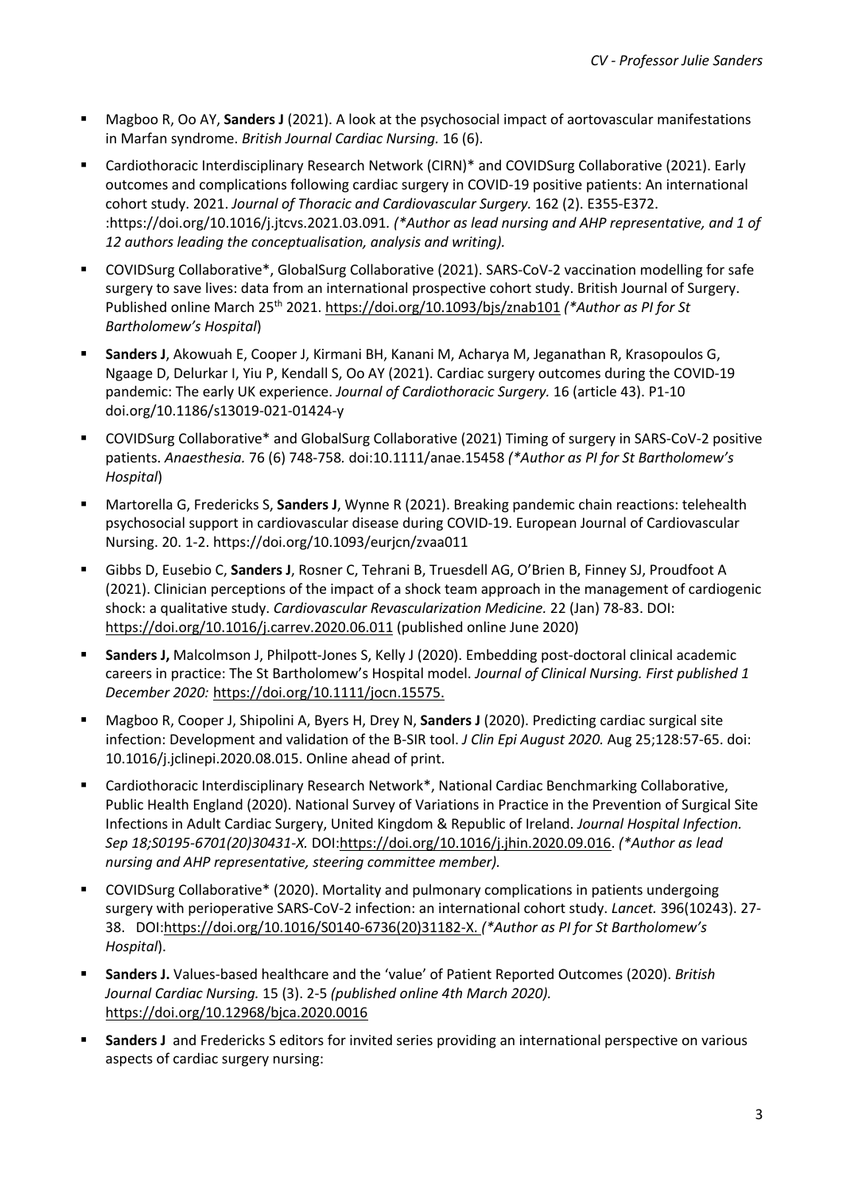- Magboo R, Oo AY, **Sanders J** (2021). A look at the psychosocial impact of aortovascular manifestations in Marfan syndrome. *British Journal Cardiac Nursing.* 16 (6).
- Cardiothoracic Interdisciplinary Research Network (CIRN)* and COVIDSurg Collaborative (2021). Early outcomes and complications following cardiac surgery in COVID-19 positive patients: An international cohort study. 2021. *Journal of Thoracic and Cardiovascular Surgery.* 162 (2). E355-E372. :https://doi.org/10.1016/j.jtcvs.2021.03.091*. (*Author as lead nursing and AHP representative, and 1 of 12 authors leading the conceptualisation, analysis and writing).*
- COVIDSurg Collaborative*, GlobalSurg Collaborative (2021). SARS-CoV-2 vaccination modelling for safe surgery to save lives: data from an international prospective cohort study. British Journal of Surgery. Published online March 25th 2021. https://doi.org/10.1093/bjs/znab101 *(*Author as PI for St Bartholomew's Hospital*)
- **Sanders J**, Akowuah E, Cooper J, Kirmani BH, Kanani M, Acharya M, Jeganathan R, Krasopoulos G, Ngaage D, Delurkar I, Yiu P, Kendall S, Oo AY (2021). Cardiac surgery outcomes during the COVID-19 pandemic: The early UK experience. *Journal of Cardiothoracic Surgery.* 16 (article 43). P1-10 doi.org/10.1186/s13019-021-01424-y
- COVIDSurg Collaborative* and GlobalSurg Collaborative (2021) Timing of surgery in SARS-CoV-2 positive patients. *Anaesthesia.* 76 (6) 748-758*.* doi:10.1111/anae.15458 *(*Author as PI for St Bartholomew's Hospital*)
- Martorella G, Fredericks S, **Sanders J**, Wynne R (2021). Breaking pandemic chain reactions: telehealth psychosocial support in cardiovascular disease during COVID-19. European Journal of Cardiovascular Nursing. 20. 1-2. https://doi.org/10.1093/eurjcn/zvaa011
- Gibbs D, Eusebio C, **Sanders J**, Rosner C, Tehrani B, Truesdell AG, O'Brien B, Finney SJ, Proudfoot A (2021). Clinician perceptions of the impact of a shock team approach in the management of cardiogenic shock: a qualitative study. *Cardiovascular Revascularization Medicine.* 22 (Jan) 78-83. DOI: https://doi.org/10.1016/j.carrev.2020.06.011 (published online June 2020)
- **Sanders J,** Malcolmson J, Philpott-Jones S, Kelly J (2020). Embedding post-doctoral clinical academic careers in practice: The St Bartholomew's Hospital model. *Journal of Clinical Nursing. First published 1 December 2020:* https://doi.org/10.1111/jocn.15575.
- Magboo R, Cooper J, Shipolini A, Byers H, Drey N, **Sanders J** (2020). Predicting cardiac surgical site infection: Development and validation of the B-SIR tool. *J Clin Epi August 2020.* Aug 25;128:57-65. doi: 10.1016/j.jclinepi.2020.08.015. Online ahead of print.
- Cardiothoracic Interdisciplinary Research Network*, National Cardiac Benchmarking Collaborative, Public Health England (2020). National Survey of Variations in Practice in the Prevention of Surgical Site Infections in Adult Cardiac Surgery, United Kingdom & Republic of Ireland. *Journal Hospital Infection. Sep 18;S0195-6701(20)30431-X.* DOI:https://doi.org/10.1016/j.jhin.2020.09.016. *(*Author as lead nursing and AHP representative, steering committee member).*
- COVIDSurg Collaborative* (2020). Mortality and pulmonary complications in patients undergoing surgery with perioperative SARS-CoV-2 infection: an international cohort study. *Lancet.* 396(10243). 27-38. DOI:https://doi.org/10.1016/S0140-6736(20)31182-X. *(*Author as PI for St Bartholomew's Hospital*).
- **Sanders J.** Values-based healthcare and the 'value' of Patient Reported Outcomes (2020). *British Journal Cardiac Nursing.* 15 (3). 2-5 *(published online 4th March 2020).* https://doi.org/10.12968/bjca.2020.0016
- **Sanders J** and Fredericks S editors for invited series providing an international perspective on various aspects of cardiac surgery nursing: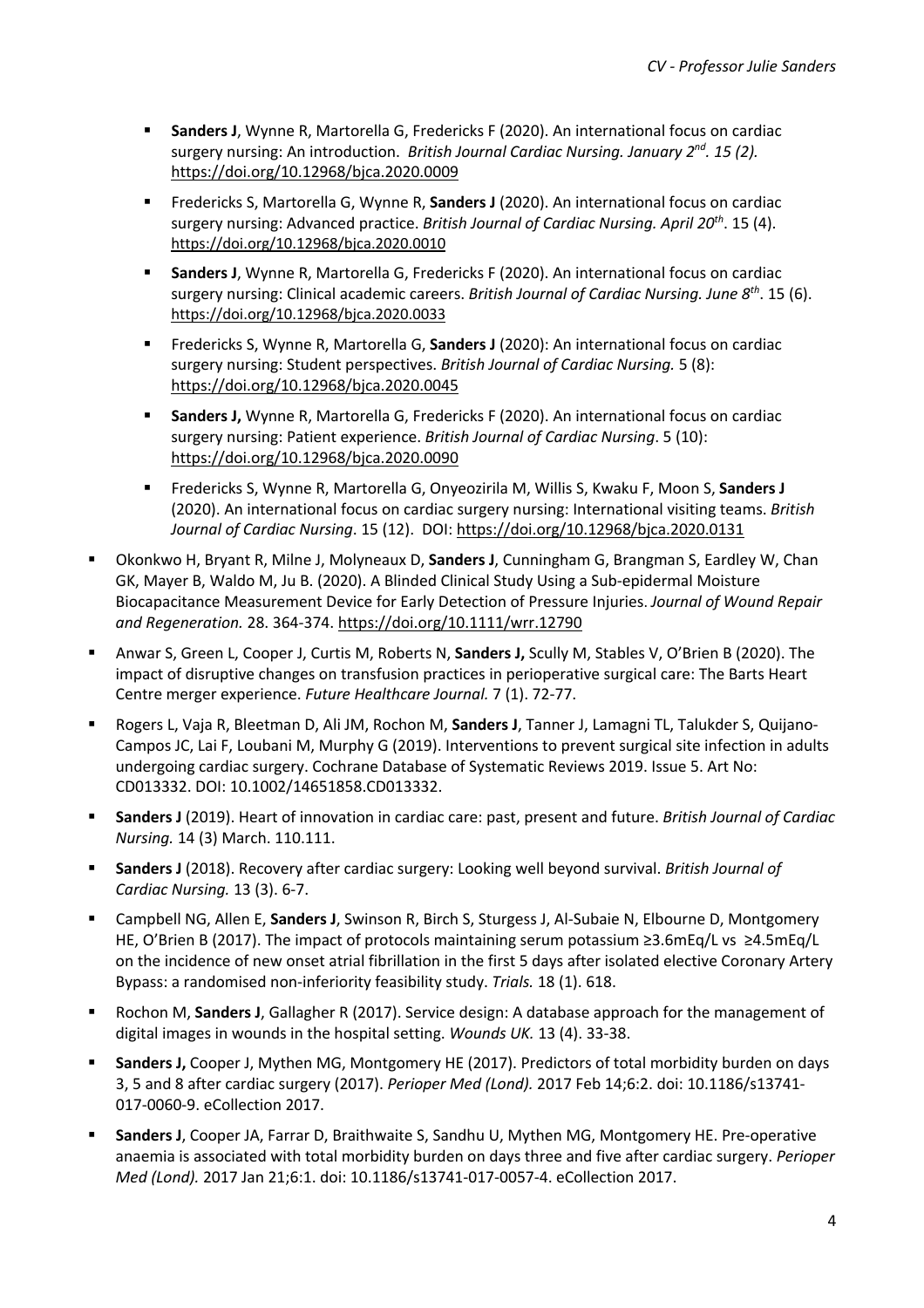- **Sanders J**, Wynne R, Martorella G, Fredericks F (2020). An international focus on cardiac surgery nursing: An introduction. *British Journal Cardiac Nursing. January 2nd. 15 (2).* https://doi.org/10.12968/bjca.2020.0009
- Fredericks S, Martorella G, Wynne R, **Sanders J** (2020). An international focus on cardiac surgery nursing: Advanced practice. *British Journal of Cardiac Nursing. April 20th*. 15 (4). https://doi.org/10.12968/bjca.2020.0010
- **Sanders J**, Wynne R, Martorella G, Fredericks F (2020). An international focus on cardiac surgery nursing: Clinical academic careers. *British Journal of Cardiac Nursing. June 8th*. 15 (6). https://doi.org/10.12968/bjca.2020.0033
- Fredericks S, Wynne R, Martorella G, **Sanders J** (2020): An international focus on cardiac surgery nursing: Student perspectives. *British Journal of Cardiac Nursing.* 5 (8): https://doi.org/10.12968/bjca.2020.0045
- **Sanders J,** Wynne R, Martorella G, Fredericks F (2020). An international focus on cardiac surgery nursing: Patient experience. *British Journal of Cardiac Nursing*. 5 (10): https://doi.org/10.12968/bjca.2020.0090
- Fredericks S, Wynne R, Martorella G, Onyeozirila M, Willis S, Kwaku F, Moon S, **Sanders J** (2020). An international focus on cardiac surgery nursing: International visiting teams. *British Journal of Cardiac Nursing*. 15 (12). DOI: https://doi.org/10.12968/bjca.2020.0131

- Okonkwo H, Bryant R, Milne J, Molyneaux D, **Sanders J**, Cunningham G, Brangman S, Eardley W, Chan GK, Mayer B, Waldo M, Ju B. (2020). A Blinded Clinical Study Using a Sub-epidermal Moisture Biocapacitance Measurement Device for Early Detection of Pressure Injuries. *Journal of Wound Repair and Regeneration.* 28. 364-374. https://doi.org/10.1111/wrr.12790
- Anwar S, Green L, Cooper J, Curtis M, Roberts N, **Sanders J,** Scully M, Stables V, O'Brien B (2020). The impact of disruptive changes on transfusion practices in perioperative surgical care: The Barts Heart Centre merger experience. *Future Healthcare Journal.* 7 (1). 72-77.
- Rogers L, Vaja R, Bleetman D, Ali JM, Rochon M, **Sanders J**, Tanner J, Lamagni TL, Talukder S, Quijano-Campos JC, Lai F, Loubani M, Murphy G (2019). Interventions to prevent surgical site infection in adults undergoing cardiac surgery. Cochrane Database of Systematic Reviews 2019. Issue 5. Art No: CD013332. DOI: 10.1002/14651858.CD013332.
- **Sanders J** (2019). Heart of innovation in cardiac care: past, present and future. *British Journal of Cardiac Nursing.* 14 (3) March. 110.111.
- **Sanders J** (2018). Recovery after cardiac surgery: Looking well beyond survival. *British Journal of Cardiac Nursing.* 13 (3). 6-7.
- Campbell NG, Allen E, **Sanders J**, Swinson R, Birch S, Sturgess J, Al-Subaie N, Elbourne D, Montgomery HE, O'Brien B (2017). The impact of protocols maintaining serum potassium ≥3.6mEq/L vs ≥4.5mEq/L on the incidence of new onset atrial fibrillation in the first 5 days after isolated elective Coronary Artery Bypass: a randomised non-inferiority feasibility study. *Trials.* 18 (1). 618.
- Rochon M, **Sanders J**, Gallagher R (2017). Service design: A database approach for the management of digital images in wounds in the hospital setting. *Wounds UK.* 13 (4). 33-38.
- **Sanders J,** Cooper J, Mythen MG, Montgomery HE (2017). Predictors of total morbidity burden on days 3, 5 and 8 after cardiac surgery (2017). *Perioper Med (Lond).* 2017 Feb 14;6:2. doi: 10.1186/s13741-017-0060-9. eCollection 2017.
- **Sanders J**, Cooper JA, Farrar D, Braithwaite S, Sandhu U, Mythen MG, Montgomery HE. Pre-operative anaemia is associated with total morbidity burden on days three and five after cardiac surgery. *Perioper Med (Lond).* 2017 Jan 21;6:1. doi: 10.1186/s13741-017-0057-4. eCollection 2017.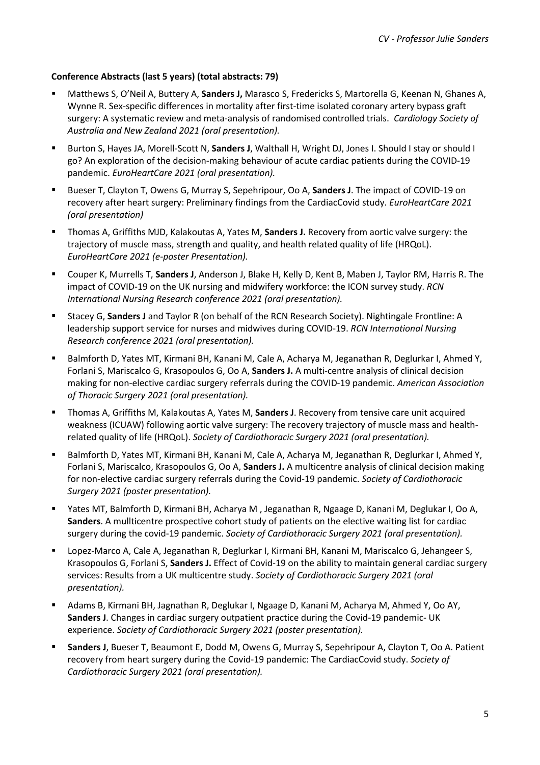**Conference Abstracts (last 5 years) (total abstracts: 79)**

- Matthews S, O'Neil A, Buttery A, **Sanders J,** Marasco S, Fredericks S, Martorella G, Keenan N, Ghanes A, Wynne R. Sex-specific differences in mortality after first-time isolated coronary artery bypass graft surgery: A systematic review and meta-analysis of randomised controlled trials. *Cardiology Society of Australia and New Zealand 2021 (oral presentation).*
- Burton S, Hayes JA, Morell-Scott N, **Sanders J**, Walthall H, Wright DJ, Jones I. Should I stay or should I go? An exploration of the decision-making behaviour of acute cardiac patients during the COVID-19 pandemic. *EuroHeartCare 2021 (oral presentation).*
- Bueser T, Clayton T, Owens G, Murray S, Sepehripour, Oo A, **Sanders J**. The impact of COVID-19 on recovery after heart surgery: Preliminary findings from the CardiacCovid study. *EuroHeartCare 2021 (oral presentation)*
- Thomas A, Griffiths MJD, Kalakoutas A, Yates M, **Sanders J.** Recovery from aortic valve surgery: the trajectory of muscle mass, strength and quality, and health related quality of life (HRQoL). *EuroHeartCare 2021 (e-poster Presentation).*
- Couper K, Murrells T, **Sanders J**, Anderson J, Blake H, Kelly D, Kent B, Maben J, Taylor RM, Harris R. The impact of COVID-19 on the UK nursing and midwifery workforce: the ICON survey study. *RCN International Nursing Research conference 2021 (oral presentation).*
- Stacey G, **Sanders J** and Taylor R (on behalf of the RCN Research Society). Nightingale Frontline: A leadership support service for nurses and midwives during COVID-19. *RCN International Nursing Research conference 2021 (oral presentation).*
- Balmforth D, Yates MT, Kirmani BH, Kanani M, Cale A, Acharya M, Jeganathan R, Deglurkar I, Ahmed Y, Forlani S, Mariscalco G, Krasopoulos G, Oo A, **Sanders J.** A multi-centre analysis of clinical decision making for non-elective cardiac surgery referrals during the COVID-19 pandemic. *American Association of Thoracic Surgery 2021 (oral presentation).*
- Thomas A, Griffiths M, Kalakoutas A, Yates M, **Sanders J**. Recovery from tensive care unit acquired weakness (ICUAW) following aortic valve surgery: The recovery trajectory of muscle mass and health-related quality of life (HRQoL). *Society of Cardiothoracic Surgery 2021 (oral presentation).*
- Balmforth D, Yates MT, Kirmani BH, Kanani M, Cale A, Acharya M, Jeganathan R, Deglurkar I, Ahmed Y, Forlani S, Mariscalco, Krasopoulos G, Oo A, **Sanders J.** A multicentre analysis of clinical decision making for non-elective cardiac surgery referrals during the Covid-19 pandemic. *Society of Cardiothoracic Surgery 2021 (poster presentation).*
- Yates MT, Balmforth D, Kirmani BH, Acharya M , Jeganathan R, Ngaage D, Kanani M, Deglukar I, Oo A, **Sanders**. A mullticentre prospective cohort study of patients on the elective waiting list for cardiac surgery during the covid-19 pandemic. *Society of Cardiothoracic Surgery 2021 (oral presentation).*
- Lopez-Marco A, Cale A, Jeganathan R, Deglurkar I, Kirmani BH, Kanani M, Mariscalco G, Jehangeer S, Krasopoulos G, Forlani S, **Sanders J.** Effect of Covid-19 on the ability to maintain general cardiac surgery services: Results from a UK multicentre study. *Society of Cardiothoracic Surgery 2021 (oral presentation).*
- Adams B, Kirmani BH, Jagnathan R, Deglukar I, Ngaage D, Kanani M, Acharya M, Ahmed Y, Oo AY, **Sanders J**. Changes in cardiac surgery outpatient practice during the Covid-19 pandemic- UK experience. *Society of Cardiothoracic Surgery 2021 (poster presentation).*
- **Sanders J**, Bueser T, Beaumont E, Dodd M, Owens G, Murray S, Sepehripour A, Clayton T, Oo A. Patient recovery from heart surgery during the Covid-19 pandemic: The CardiacCovid study. *Society of Cardiothoracic Surgery 2021 (oral presentation).*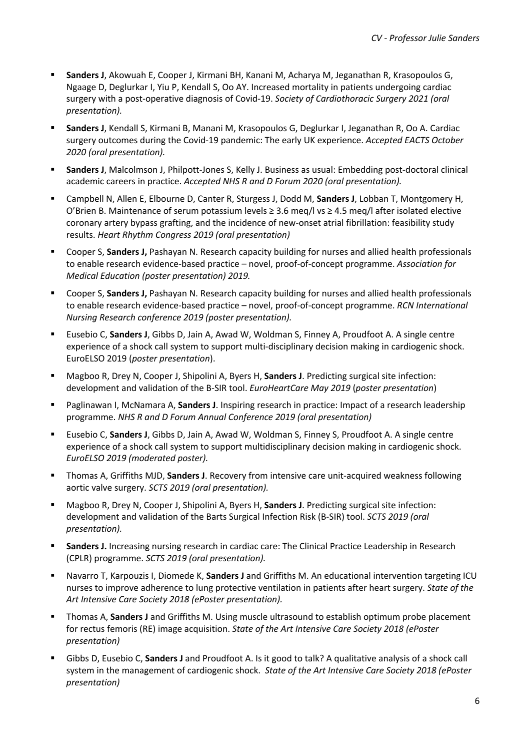- **Sanders J**, Akowuah E, Cooper J, Kirmani BH, Kanani M, Acharya M, Jeganathan R, Krasopoulos G, Ngaage D, Deglurkar I, Yiu P, Kendall S, Oo AY. Increased mortality in patients undergoing cardiac surgery with a post-operative diagnosis of Covid-19. *Society of Cardiothoracic Surgery 2021 (oral presentation).*

- **Sanders J**, Kendall S, Kirmani B, Manani M, Krasopoulos G, Deglurkar I, Jeganathan R, Oo A. Cardiac surgery outcomes during the Covid-19 pandemic: The early UK experience. *Accepted EACTS October 2020 (oral presentation).*

- **Sanders J**, Malcolmson J, Philpott-Jones S, Kelly J. Business as usual: Embedding post-doctoral clinical academic careers in practice. *Accepted NHS R and D Forum 2020 (oral presentation).*

- Campbell N, Allen E, Elbourne D, Canter R, Sturgess J, Dodd M, **Sanders J**, Lobban T, Montgomery H, O'Brien B. Maintenance of serum potassium levels ≥ 3.6 meq/l vs ≥ 4.5 meq/l after isolated elective coronary artery bypass grafting, and the incidence of new-onset atrial fibrillation: feasibility study results. *Heart Rhythm Congress 2019 (oral presentation)*

- Cooper S, **Sanders J,** Pashayan N. Research capacity building for nurses and allied health professionals to enable research evidence-based practice – novel, proof-of-concept programme. *Association for Medical Education (poster presentation) 2019.*

- Cooper S, **Sanders J,** Pashayan N. Research capacity building for nurses and allied health professionals to enable research evidence-based practice – novel, proof-of-concept programme. *RCN International Nursing Research conference 2019 (poster presentation).*

- Eusebio C, **Sanders J**, Gibbs D, Jain A, Awad W, Woldman S, Finney A, Proudfoot A. A single centre experience of a shock call system to support multi-disciplinary decision making in cardiogenic shock. EuroELSO 2019 (*poster presentation*).

- Magboo R, Drey N, Cooper J, Shipolini A, Byers H, **Sanders J**. Predicting surgical site infection: development and validation of the B-SIR tool. *EuroHeartCare May 2019* (*poster presentation*)

- Paglinawan I, McNamara A, **Sanders J**. Inspiring research in practice: Impact of a research leadership programme. *NHS R and D Forum Annual Conference 2019 (oral presentation)*

- Eusebio C, **Sanders J**, Gibbs D, Jain A, Awad W, Woldman S, Finney S, Proudfoot A. A single centre experience of a shock call system to support multidisciplinary decision making in cardiogenic shock. *EuroELSO 2019 (moderated poster).*

- Thomas A, Griffiths MJD, **Sanders J**. Recovery from intensive care unit-acquired weakness following aortic valve surgery. *SCTS 2019 (oral presentation).*

- Magboo R, Drey N, Cooper J, Shipolini A, Byers H, **Sanders J**. Predicting surgical site infection: development and validation of the Barts Surgical Infection Risk (B-SIR) tool. *SCTS 2019 (oral presentation).*

- **Sanders J.** Increasing nursing research in cardiac care: The Clinical Practice Leadership in Research (CPLR) programme. *SCTS 2019 (oral presentation).*

- Navarro T, Karpouzis I, Diomede K, **Sanders J** and Griffiths M. An educational intervention targeting ICU nurses to improve adherence to lung protective ventilation in patients after heart surgery. *State of the Art Intensive Care Society 2018 (ePoster presentation).*

- Thomas A, **Sanders J** and Griffiths M. Using muscle ultrasound to establish optimum probe placement for rectus femoris (RE) image acquisition. *State of the Art Intensive Care Society 2018 (ePoster presentation)*

- Gibbs D, Eusebio C, **Sanders J** and Proudfoot A. Is it good to talk? A qualitative analysis of a shock call system in the management of cardiogenic shock. *State of the Art Intensive Care Society 2018 (ePoster presentation)*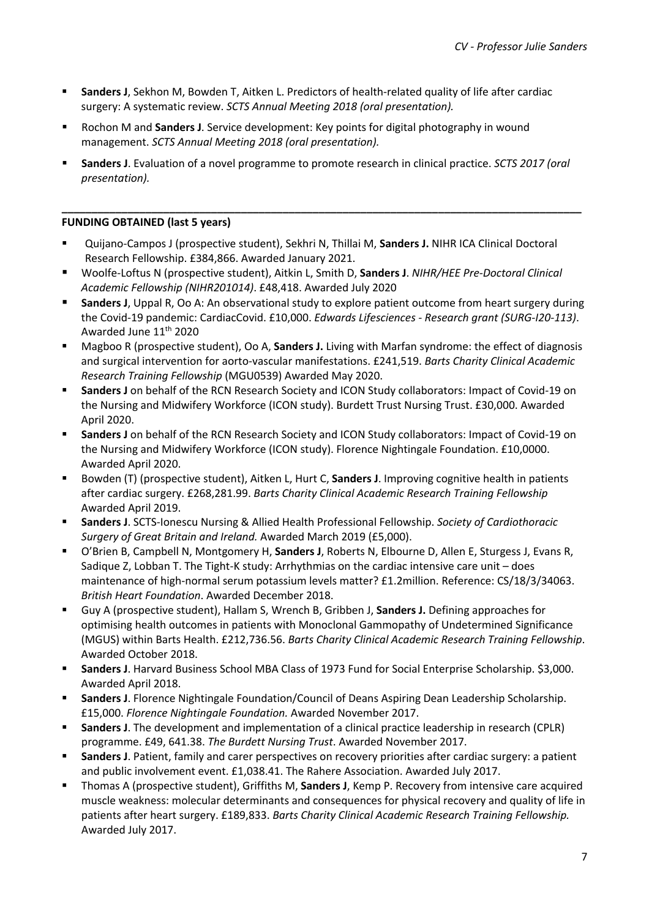- **Sanders J**, Sekhon M, Bowden T, Aitken L. Predictors of health-related quality of life after cardiac surgery: A systematic review. *SCTS Annual Meeting 2018 (oral presentation).*
- Rochon M and **Sanders J**. Service development: Key points for digital photography in wound management. *SCTS Annual Meeting 2018 (oral presentation).*
- **Sanders J**. Evaluation of a novel programme to promote research in clinical practice. *SCTS 2017 (oral presentation).*

---

**FUNDING OBTAINED (last 5 years)**

- Quijano-Campos J (prospective student), Sekhri N, Thillai M, **Sanders J.** NIHR ICA Clinical Doctoral Research Fellowship. £384,866. Awarded January 2021.
- Woolfe-Loftus N (prospective student), Aitkin L, Smith D, **Sanders J**. *NIHR/HEE Pre-Doctoral Clinical Academic Fellowship (NIHR201014)*. £48,418. Awarded July 2020
- **Sanders J**, Uppal R, Oo A: An observational study to explore patient outcome from heart surgery during the Covid-19 pandemic: CardiacCovid. £10,000. *Edwards Lifesciences - Research grant (SURG-I20-113)*. Awarded June 11th 2020
- Magboo R (prospective student), Oo A, **Sanders J.** Living with Marfan syndrome: the effect of diagnosis and surgical intervention for aorto-vascular manifestations. £241,519. *Barts Charity Clinical Academic Research Training Fellowship* (MGU0539) Awarded May 2020.
- **Sanders J** on behalf of the RCN Research Society and ICON Study collaborators: Impact of Covid-19 on the Nursing and Midwifery Workforce (ICON study). Burdett Trust Nursing Trust. £30,000. Awarded April 2020.
- **Sanders J** on behalf of the RCN Research Society and ICON Study collaborators: Impact of Covid-19 on the Nursing and Midwifery Workforce (ICON study). Florence Nightingale Foundation. £10,0000. Awarded April 2020.
- Bowden (T) (prospective student), Aitken L, Hurt C, **Sanders J**. Improving cognitive health in patients after cardiac surgery. £268,281.99. *Barts Charity Clinical Academic Research Training Fellowship* Awarded April 2019.
- **Sanders J**. SCTS-Ionescu Nursing & Allied Health Professional Fellowship. *Society of Cardiothoracic Surgery of Great Britain and Ireland.* Awarded March 2019 (£5,000).
- O'Brien B, Campbell N, Montgomery H, **Sanders J**, Roberts N, Elbourne D, Allen E, Sturgess J, Evans R, Sadique Z, Lobban T. The Tight-K study: Arrhythmias on the cardiac intensive care unit – does maintenance of high-normal serum potassium levels matter? £1.2million. Reference: CS/18/3/34063. *British Heart Foundation*. Awarded December 2018.
- Guy A (prospective student), Hallam S, Wrench B, Gribben J, **Sanders J.** Defining approaches for optimising health outcomes in patients with Monoclonal Gammopathy of Undetermined Significance (MGUS) within Barts Health. £212,736.56. *Barts Charity Clinical Academic Research Training Fellowship*. Awarded October 2018.
- **Sanders J**. Harvard Business School MBA Class of 1973 Fund for Social Enterprise Scholarship. $3,000. Awarded April 2018.
- **Sanders J**. Florence Nightingale Foundation/Council of Deans Aspiring Dean Leadership Scholarship. £15,000. *Florence Nightingale Foundation.* Awarded November 2017.
- **Sanders J**. The development and implementation of a clinical practice leadership in research (CPLR) programme. £49, 641.38. *The Burdett Nursing Trust*. Awarded November 2017.
- **Sanders J**. Patient, family and carer perspectives on recovery priorities after cardiac surgery: a patient and public involvement event. £1,038.41. The Rahere Association. Awarded July 2017.
- Thomas A (prospective student), Griffiths M, **Sanders J**, Kemp P. Recovery from intensive care acquired muscle weakness: molecular determinants and consequences for physical recovery and quality of life in patients after heart surgery. £189,833. *Barts Charity Clinical Academic Research Training Fellowship.* Awarded July 2017.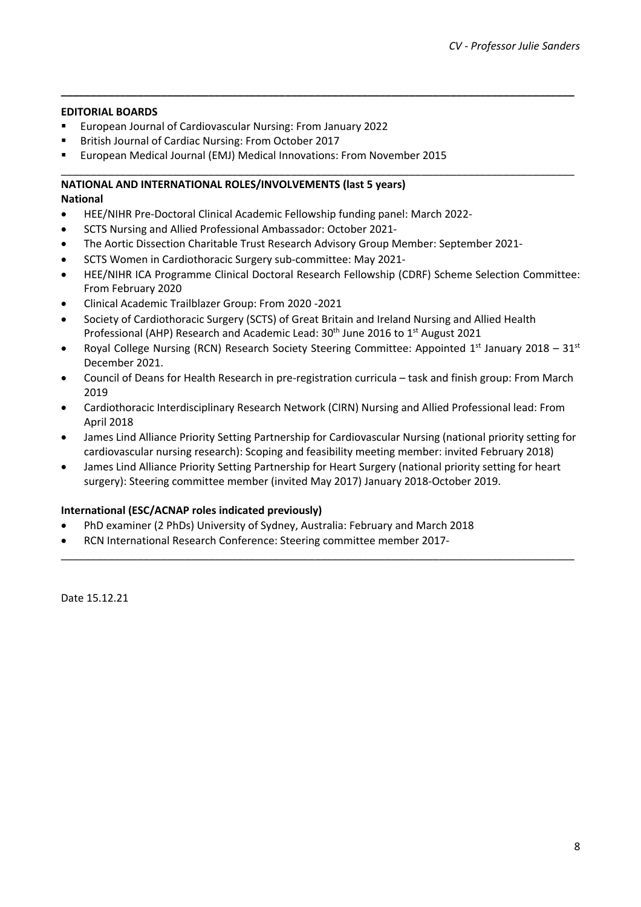## EDITORIAL BOARDS

- European Journal of Cardiovascular Nursing: From January 2022
- British Journal of Cardiac Nursing: From October 2017
- European Medical Journal (EMJ) Medical Innovations: From November 2015

## NATIONAL AND INTERNATIONAL ROLES/INVOLVEMENTS (last 5 years)

### National

- HEE/NIHR Pre-Doctoral Clinical Academic Fellowship funding panel: March 2022-
- SCTS Nursing and Allied Professional Ambassador: October 2021-
- The Aortic Dissection Charitable Trust Research Advisory Group Member: September 2021-
- SCTS Women in Cardiothoracic Surgery sub-committee: May 2021-
- HEE/NIHR ICA Programme Clinical Doctoral Research Fellowship (CDRF) Scheme Selection Committee: From February 2020
- Clinical Academic Trailblazer Group: From 2020 -2021
- Society of Cardiothoracic Surgery (SCTS) of Great Britain and Ireland Nursing and Allied Health Professional (AHP) Research and Academic Lead: 30th June 2016 to 1st August 2021
- Royal College Nursing (RCN) Research Society Steering Committee: Appointed 1st January 2018 – 31st December 2021.
- Council of Deans for Health Research in pre-registration curricula – task and finish group: From March 2019
- Cardiothoracic Interdisciplinary Research Network (CIRN) Nursing and Allied Professional lead: From April 2018
- James Lind Alliance Priority Setting Partnership for Cardiovascular Nursing (national priority setting for cardiovascular nursing research): Scoping and feasibility meeting member: invited February 2018)
- James Lind Alliance Priority Setting Partnership for Heart Surgery (national priority setting for heart surgery): Steering committee member (invited May 2017) January 2018-October 2019.

### International (ESC/ACNAP roles indicated previously)

- PhD examiner (2 PhDs) University of Sydney, Australia: February and March 2018
- RCN International Research Conference: Steering committee member 2017-

Date 15.12.21